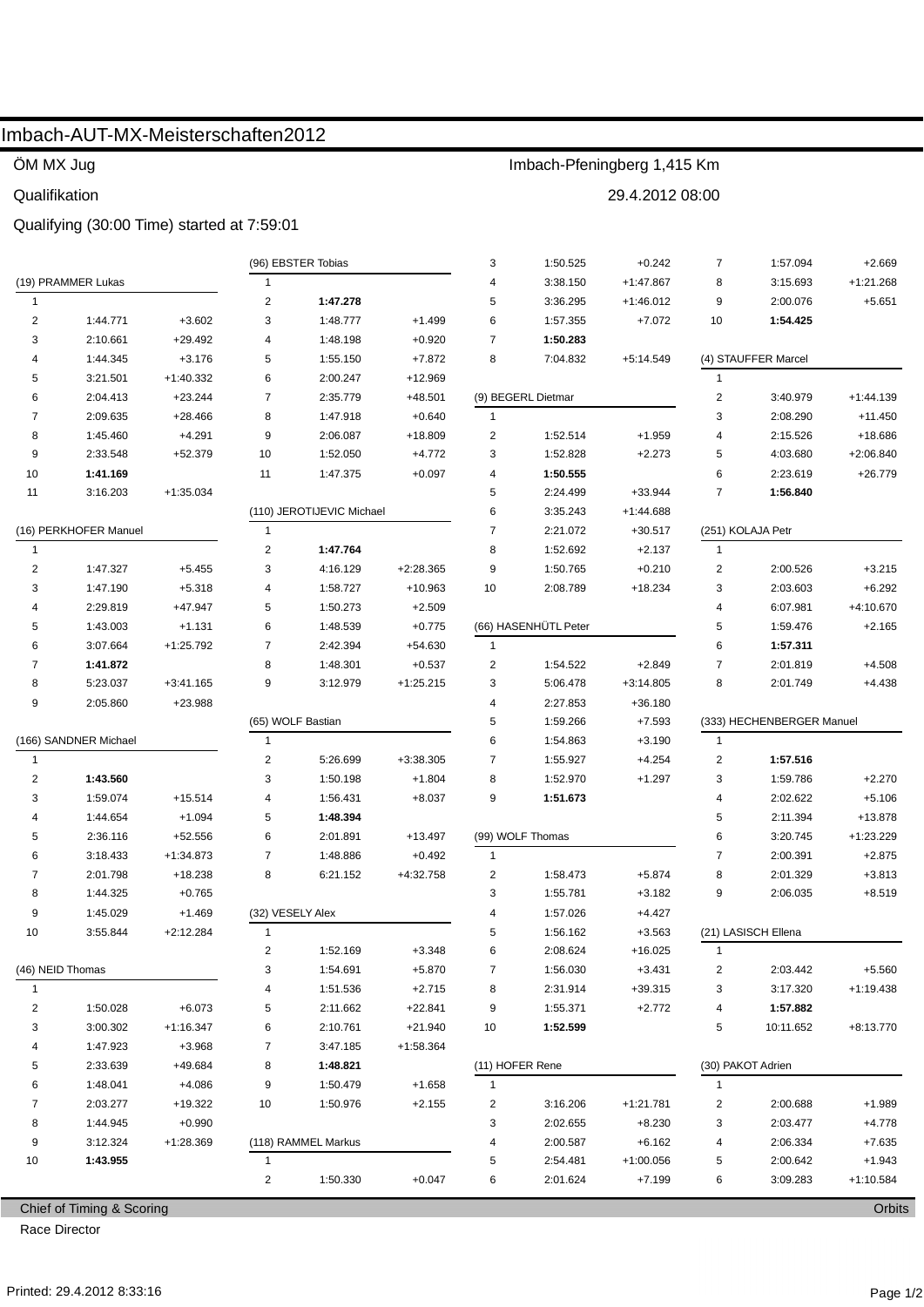# Imbach-AUT-MX-Meisterschaften2012

ÖM MX Jug — Imbach-Pfeningberg 1,415 Km

Qualifikation — 29.4.2012 08:00

Qualifying (30:00 Time) started at 7:59:01

**(19) PRAMMER Lukas**

| Lap | Time | Gap |
|---|---|---|
| 1 | | |
| 2 | 1:44.771 | +3.602 |
| 3 | 2:10.661 | +29.492 |
| 4 | 1:44.345 | +3.176 |
| 5 | 3:21.501 | +1:40.332 |
| 6 | 2:04.413 | +23.244 |
| 7 | 2:09.635 | +28.466 |
| 8 | 1:45.460 | +4.291 |
| 9 | 2:33.548 | +52.379 |
| 10 | **1:41.169** | |
| 11 | 3:16.203 | +1:35.034 |

**(16) PERKHOFER Manuel**

| Lap | Time | Gap |
|---|---|---|
| 1 | | |
| 2 | 1:47.327 | +5.455 |
| 3 | 1:47.190 | +5.318 |
| 4 | 2:29.819 | +47.947 |
| 5 | 1:43.003 | +1.131 |
| 6 | 3:07.664 | +1:25.792 |
| 7 | **1:41.872** | |
| 8 | 5:23.037 | +3:41.165 |
| 9 | 2:05.860 | +23.988 |

**(166) SANDNER Michael**

| Lap | Time | Gap |
|---|---|---|
| 1 | | |
| 2 | **1:43.560** | |
| 3 | 1:59.074 | +15.514 |
| 4 | 1:44.654 | +1.094 |
| 5 | 2:36.116 | +52.556 |
| 6 | 3:18.433 | +1:34.873 |
| 7 | 2:01.798 | +18.238 |
| 8 | 1:44.325 | +0.765 |
| 9 | 1:45.029 | +1.469 |
| 10 | 3:55.844 | +2:12.284 |

**(46) NEID Thomas**

| Lap | Time | Gap |
|---|---|---|
| 1 | | |
| 2 | 1:50.028 | +6.073 |
| 3 | 3:00.302 | +1:16.347 |
| 4 | 1:47.923 | +3.968 |
| 5 | 2:33.639 | +49.684 |
| 6 | 1:48.041 | +4.086 |
| 7 | 2:03.277 | +19.322 |
| 8 | 1:44.945 | +0.990 |
| 9 | 3:12.324 | +1:28.369 |
| 10 | **1:43.955** | |

**(96) EBSTER Tobias**

| Lap | Time | Gap |
|---|---|---|
| 1 | | |
| 2 | **1:47.278** | |
| 3 | 1:48.777 | +1.499 |
| 4 | 1:48.198 | +0.920 |
| 5 | 1:55.150 | +7.872 |
| 6 | 2:00.247 | +12.969 |
| 7 | 2:35.779 | +48.501 |
| 8 | 1:47.918 | +0.640 |
| 9 | 2:06.087 | +18.809 |
| 10 | 1:52.050 | +4.772 |
| 11 | 1:47.375 | +0.097 |

**(110) JEROTIJEVIC Michael**

| Lap | Time | Gap |
|---|---|---|
| 1 | | |
| 2 | **1:47.764** | |
| 3 | 4:16.129 | +2:28.365 |
| 4 | 1:58.727 | +10.963 |
| 5 | 1:50.273 | +2.509 |
| 6 | 1:48.539 | +0.775 |
| 7 | 2:42.394 | +54.630 |
| 8 | 1:48.301 | +0.537 |
| 9 | 3:12.979 | +1:25.215 |

**(65) WOLF Bastian**

| Lap | Time | Gap |
|---|---|---|
| 1 | | |
| 2 | 5:26.699 | +3:38.305 |
| 3 | 1:50.198 | +1.804 |
| 4 | 1:56.431 | +8.037 |
| 5 | **1:48.394** | |
| 6 | 2:01.891 | +13.497 |
| 7 | 1:48.886 | +0.492 |
| 8 | 6:21.152 | +4:32.758 |

**(32) VESELY Alex**

| Lap | Time | Gap |
|---|---|---|
| 1 | | |
| 2 | 1:52.169 | +3.348 |
| 3 | 1:54.691 | +5.870 |
| 4 | 1:51.536 | +2.715 |
| 5 | 2:11.662 | +22.841 |
| 6 | 2:10.761 | +21.940 |
| 7 | 3:47.185 | +1:58.364 |
| 8 | **1:48.821** | |
| 9 | 1:50.479 | +1.658 |
| 10 | 1:50.976 | +2.155 |

**(118) RAMMEL Markus**

| Lap | Time | Gap |
|---|---|---|
| 1 | | |
| 2 | 1:50.330 | +0.047 |
| 3 | 1:50.525 | +0.242 |
| 4 | 3:38.150 | +1:47.867 |
| 5 | 3:36.295 | +1:46.012 |
| 6 | 1:57.355 | +7.072 |
| 7 | **1:50.283** | |
| 8 | 7:04.832 | +5:14.549 |

**(9) BEGERL Dietmar**

| Lap | Time | Gap |
|---|---|---|
| 1 | | |
| 2 | 1:52.514 | +1.959 |
| 3 | 1:52.828 | +2.273 |
| 4 | **1:50.555** | |
| 5 | 2:24.499 | +33.944 |
| 6 | 3:35.243 | +1:44.688 |
| 7 | 2:21.072 | +30.517 |
| 8 | 1:52.692 | +2.137 |
| 9 | 1:50.765 | +0.210 |
| 10 | 2:08.789 | +18.234 |

**(66) HASENHÜTL Peter**

| Lap | Time | Gap |
|---|---|---|
| 1 | | |
| 2 | 1:54.522 | +2.849 |
| 3 | 5:06.478 | +3:14.805 |
| 4 | 2:27.853 | +36.180 |
| 5 | 1:59.266 | +7.593 |
| 6 | 1:54.863 | +3.190 |
| 7 | 1:55.927 | +4.254 |
| 8 | 1:52.970 | +1.297 |
| 9 | **1:51.673** | |

**(99) WOLF Thomas**

| Lap | Time | Gap |
|---|---|---|
| 1 | | |
| 2 | 1:58.473 | +5.874 |
| 3 | 1:55.781 | +3.182 |
| 4 | 1:57.026 | +4.427 |
| 5 | 1:56.162 | +3.563 |
| 6 | 2:08.624 | +16.025 |
| 7 | 1:56.030 | +3.431 |
| 8 | 2:31.914 | +39.315 |
| 9 | 1:55.371 | +2.772 |
| 10 | **1:52.599** | |

**(11) HOFER Rene**

| Lap | Time | Gap |
|---|---|---|
| 1 | | |
| 2 | 3:16.206 | +1:21.781 |
| 3 | 2:02.655 | +8.230 |
| 4 | 2:00.587 | +6.162 |
| 5 | 2:54.481 | +1:00.056 |
| 6 | 2:01.624 | +7.199 |
| 7 | 1:57.094 | +2.669 |
| 8 | 3:15.693 | +1:21.268 |
| 9 | 2:00.076 | +5.651 |
| 10 | **1:54.425** | |

**(4) STAUFFER Marcel**

| Lap | Time | Gap |
|---|---|---|
| 1 | | |
| 2 | 3:40.979 | +1:44.139 |
| 3 | 2:08.290 | +11.450 |
| 4 | 2:15.526 | +18.686 |
| 5 | 4:03.680 | +2:06.840 |
| 6 | 2:23.619 | +26.779 |
| 7 | **1:56.840** | |

**(251) KOLAJA Petr**

| Lap | Time | Gap |
|---|---|---|
| 1 | | |
| 2 | 2:00.526 | +3.215 |
| 3 | 2:03.603 | +6.292 |
| 4 | 6:07.981 | +4:10.670 |
| 5 | 1:59.476 | +2.165 |
| 6 | **1:57.311** | |
| 7 | 2:01.819 | +4.508 |
| 8 | 2:01.749 | +4.438 |

**(333) HECHENBERGER Manuel**

| Lap | Time | Gap |
|---|---|---|
| 1 | | |
| 2 | **1:57.516** | |
| 3 | 1:59.786 | +2.270 |
| 4 | 2:02.622 | +5.106 |
| 5 | 2:11.394 | +13.878 |
| 6 | 3:20.745 | +1:23.229 |
| 7 | 2:00.391 | +2.875 |
| 8 | 2:01.329 | +3.813 |
| 9 | 2:06.035 | +8.519 |

**(21) LASISCH Ellena**

| Lap | Time | Gap |
|---|---|---|
| 1 | | |
| 2 | 2:03.442 | +5.560 |
| 3 | 3:17.320 | +1:19.438 |
| 4 | **1:57.882** | |
| 5 | 10:11.652 | +8:13.770 |

**(30) PAKOT Adrien**

| Lap | Time | Gap |
|---|---|---|
| 1 | | |
| 2 | 2:00.688 | +1.989 |
| 3 | 2:03.477 | +4.778 |
| 4 | 2:06.334 | +7.635 |
| 5 | 2:00.642 | +1.943 |
| 6 | 3:09.283 | +1:10.584 |

Chief of Timing & Scoring — Orbits

Race Director

Printed: 29.4.2012 8:33:16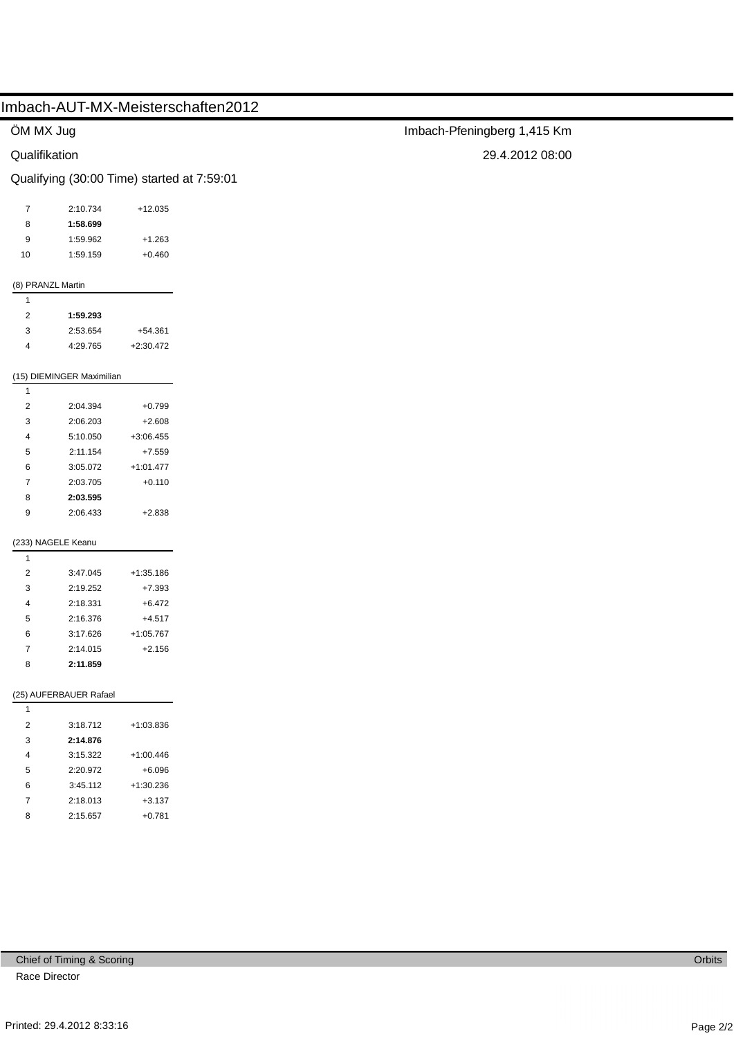# Imbach-AUT-MX-Meisterschaften2012

ÖM MX Jug — Imbach-Pfeningberg 1,415 Km

Qualifikation — 29.4.2012 08:00

Qualifying (30:00 Time) started at 7:59:01

| | | |
|---|---|---|
| 7 | 2:10.734 | +12.035 |
| 8 | **1:58.699** | |
| 9 | 1:59.962 | +1.263 |
| 10 | 1:59.159 | +0.460 |

(8) PRANZL Martin

| | | |
|---|---|---|
| 1 | | |
| 2 | **1:59.293** | |
| 3 | 2:53.654 | +54.361 |
| 4 | 4:29.765 | +2:30.472 |

(15) DIEMINGER Maximilian

| | | |
|---|---|---|
| 1 | | |
| 2 | 2:04.394 | +0.799 |
| 3 | 2:06.203 | +2.608 |
| 4 | 5:10.050 | +3:06.455 |
| 5 | 2:11.154 | +7.559 |
| 6 | 3:05.072 | +1:01.477 |
| 7 | 2:03.705 | +0.110 |
| 8 | **2:03.595** | |
| 9 | 2:06.433 | +2.838 |

(233) NAGELE Keanu

| | | |
|---|---|---|
| 1 | | |
| 2 | 3:47.045 | +1:35.186 |
| 3 | 2:19.252 | +7.393 |
| 4 | 2:18.331 | +6.472 |
| 5 | 2:16.376 | +4.517 |
| 6 | 3:17.626 | +1:05.767 |
| 7 | 2:14.015 | +2.156 |
| 8 | **2:11.859** | |

(25) AUFERBAUER Rafael

| | | |
|---|---|---|
| 1 | | |
| 2 | 3:18.712 | +1:03.836 |
| 3 | **2:14.876** | |
| 4 | 3:15.322 | +1:00.446 |
| 5 | 2:20.972 | +6.096 |
| 6 | 3:45.112 | +1:30.236 |
| 7 | 2:18.013 | +3.137 |
| 8 | 2:15.657 | +0.781 |

Chief of Timing & Scoring — Orbits

Race Director

Printed: 29.4.2012 8:33:16